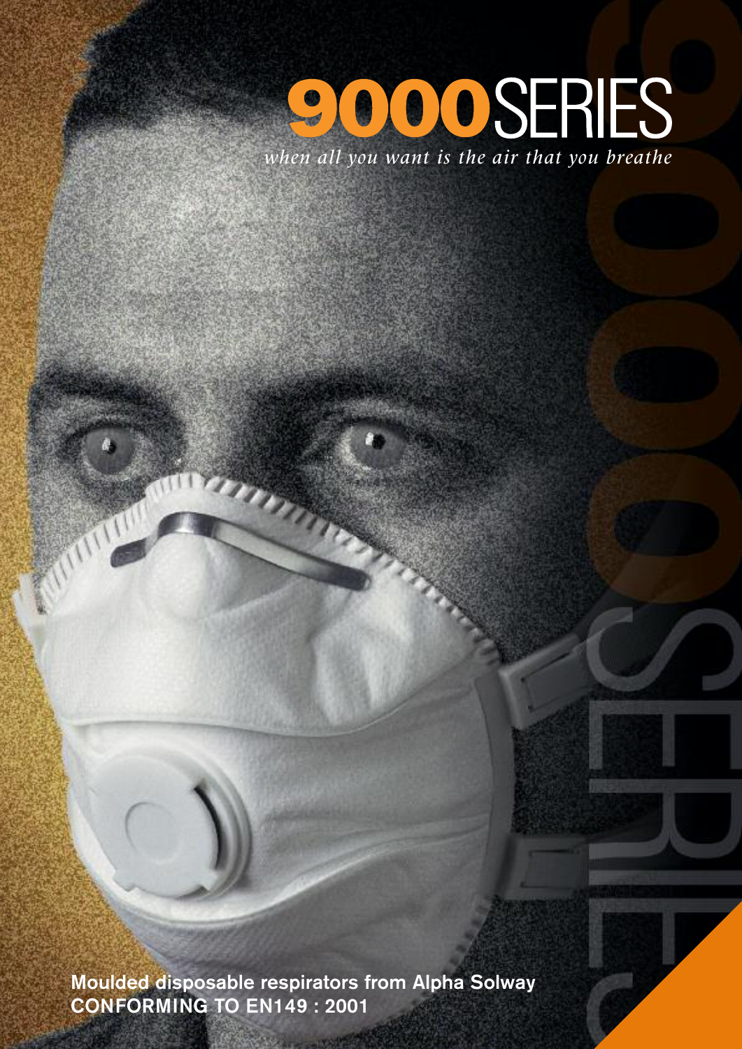# 9000SERIES

*when all you want is the air that you breathe*

**Moulded disposable respirators from Alpha Solway**
**CONFORMING TO EN149 : 2001**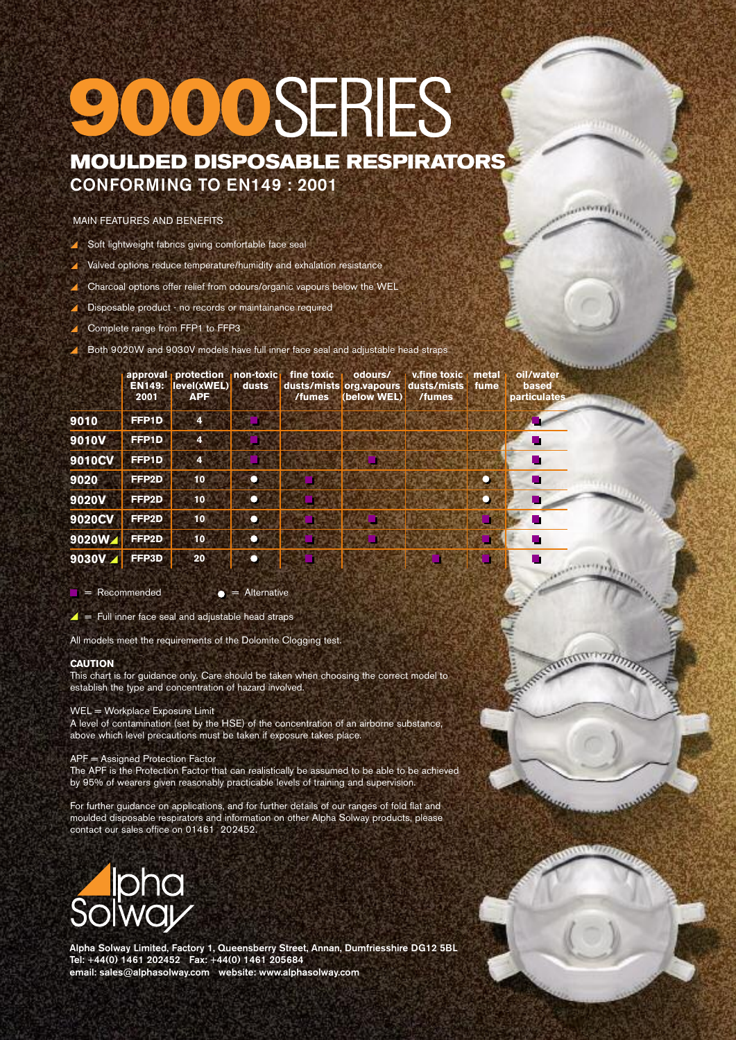# 9000SERIES

## MOULDED DISPOSABLE RESPIRATORS

### CONFORMING TO EN149 : 2001

MAIN FEATURES AND BENEFITS

- Soft lightweight fabrics giving comfortable face seal
- Valved options reduce temperature/humidity and exhalation resistance
- Charcoal options offer relief from odours/organic vapours below the WEL
- Disposable product - no records or maintainance required
- Complete range from FFP1 to FFP3
- Both 9020W and 9030V models have full inner face seal and adjustable head straps

| | approval EN149: 2001 | protection level(xWEL) APF | non-toxic dusts | fine toxic dusts/mists /fumes | odours/ org.vapours (below WEL) | v.fine toxic dusts/mists /fumes | metal fume | oil/water based particulates |
|---|---|---|---|---|---|---|---|---|
| 9010 | FFP1D | 4 | ■ | | | | | ■ |
| 9010V | FFP1D | 4 | ■ | | | | | ■ |
| 9010CV | FFP1D | 4 | ■ | | ■ | | | ■ |
| 9020 | FFP2D | 10 | ● | ■ | | | ● | ■ |
| 9020V | FFP2D | 10 | ● | ■ | | | ● | ■ |
| 9020CV | FFP2D | 10 | ● | ■ | ■ | | ■ | ■ |
| 9020W◢ | FFP2D | 10 | ● | ■ | ■ | | ■ | ■ |
| 9030V ◢ | FFP3D | 20 | ● | ■ | | ■ | ■ | ■ |

■ = Recommended ● = Alternative

◢ = Full inner face seal and adjustable head straps

All models meet the requirements of the Dolomite Clogging test.

**CAUTION**

This chart is for guidance only. Care should be taken when choosing the correct model to establish the type and concentration of hazard involved.

WEL = Workplace Exposure Limit

A level of contamination (set by the HSE) of the concentration of an airborne substance, above which level precautions must be taken if exposure takes place.

APF = Assigned Protection Factor

The APF is the Protection Factor that can realistically be assumed to be able to be achieved by 95% of wearers given reasonably practicable levels of training and supervision.

For further guidance on applications, and for further details of our ranges of fold flat and moulded disposable respirators and information on other Alpha Solway products, please contact our sales office on 01461 202452.

Alpha Solway

**Alpha Solway Limited, Factory 1, Queensberry Street, Annan, Dumfriesshire DG12 5BL**
**Tel: +44(0) 1461 202452 Fax: +44(0) 1461 205684**
**email: sales@alphasolway.com website: www.alphasolway.com**